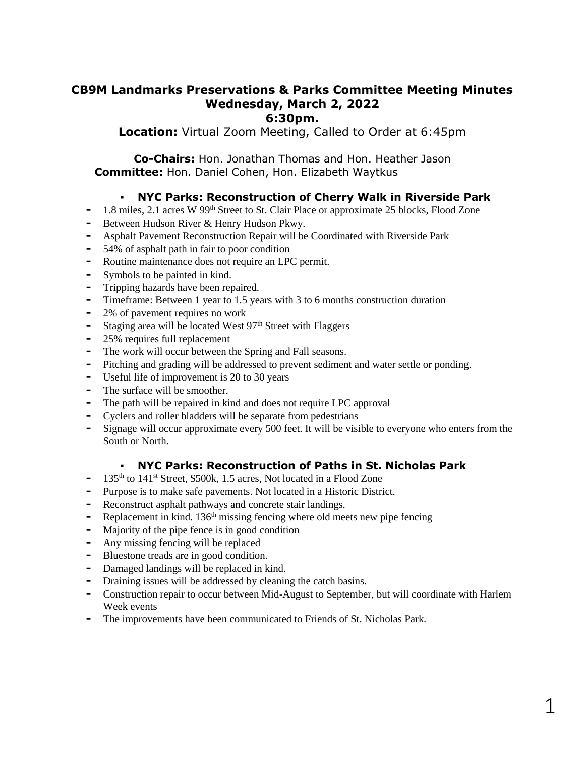# CB9M Landmarks Preservations & Parks Committee Meeting Minutes
## Wednesday, March 2, 2022
## 6:30pm.

**Location:** Virtual Zoom Meeting, Called to Order at 6:45pm

**Co-Chairs:** Hon. Jonathan Thomas and Hon. Heather Jason
**Committee:** Hon. Daniel Cohen, Hon. Elizabeth Waytkus

### NYC Parks: Reconstruction of Cherry Walk in Riverside Park

- 1.8 miles, 2.1 acres W 99th Street to St. Clair Place or approximate 25 blocks, Flood Zone
- Between Hudson River & Henry Hudson Pkwy.
- Asphalt Pavement Reconstruction Repair will be Coordinated with Riverside Park
- 54% of asphalt path in fair to poor condition
- Routine maintenance does not require an LPC permit.
- Symbols to be painted in kind.
- Tripping hazards have been repaired.
- Timeframe: Between 1 year to 1.5 years with 3 to 6 months construction duration
- 2% of pavement requires no work
- Staging area will be located West 97th Street with Flaggers
- 25% requires full replacement
- The work will occur between the Spring and Fall seasons.
- Pitching and grading will be addressed to prevent sediment and water settle or ponding.
- Useful life of improvement is 20 to 30 years
- The surface will be smoother.
- The path will be repaired in kind and does not require LPC approval
- Cyclers and roller bladders will be separate from pedestrians
- Signage will occur approximate every 500 feet. It will be visible to everyone who enters from the South or North.

### NYC Parks: Reconstruction of Paths in St. Nicholas Park

- 135th to 141st Street, $500k, 1.5 acres, Not located in a Flood Zone
- Purpose is to make safe pavements. Not located in a Historic District.
- Reconstruct asphalt pathways and concrete stair landings.
- Replacement in kind. 136th missing fencing where old meets new pipe fencing
- Majority of the pipe fence is in good condition
- Any missing fencing will be replaced
- Bluestone treads are in good condition.
- Damaged landings will be replaced in kind.
- Draining issues will be addressed by cleaning the catch basins.
- Construction repair to occur between Mid-August to September, but will coordinate with Harlem Week events
- The improvements have been communicated to Friends of St. Nicholas Park.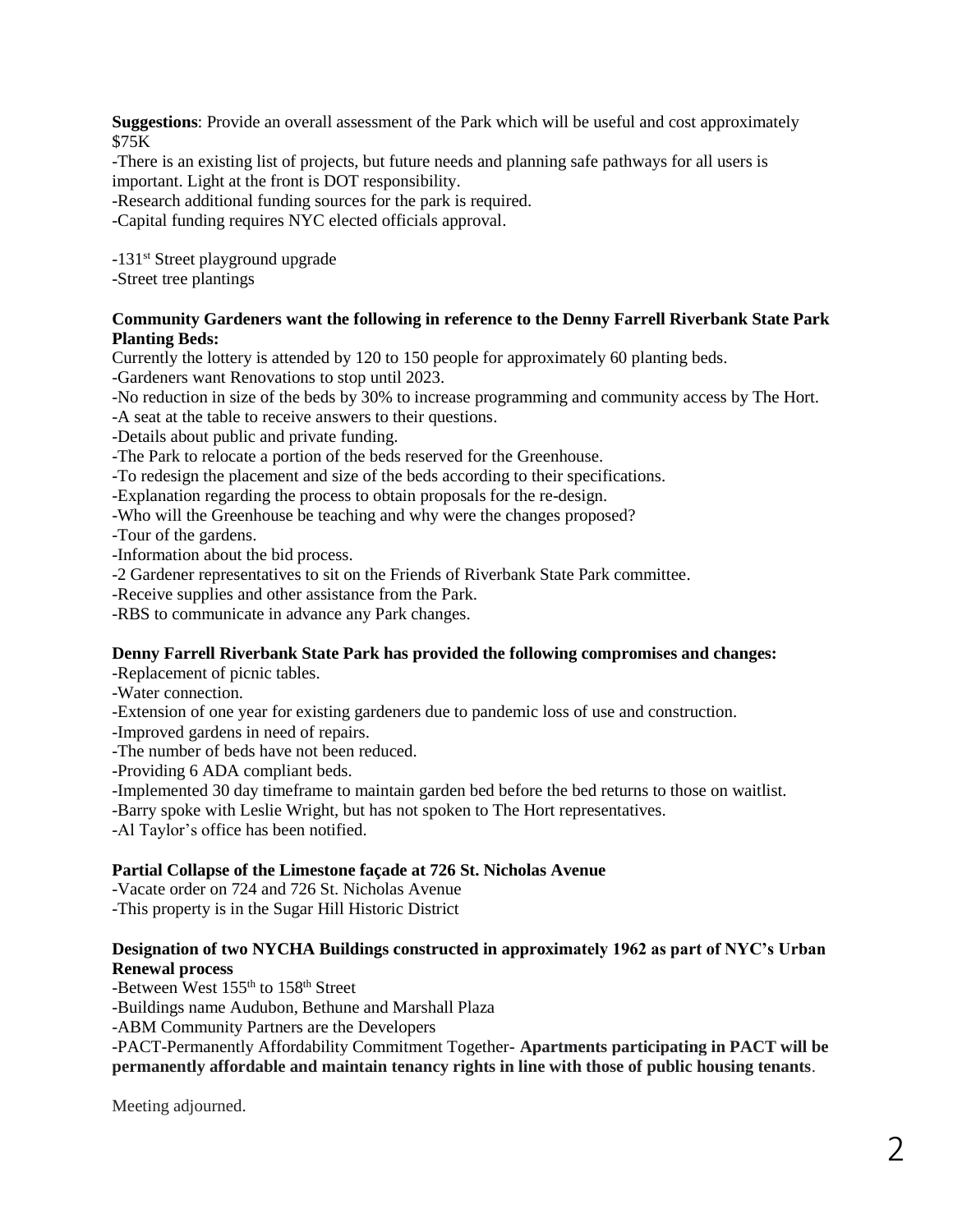**Suggestions**: Provide an overall assessment of the Park which will be useful and cost approximately $75K

-There is an existing list of projects, but future needs and planning safe pathways for all users is important. Light at the front is DOT responsibility.
-Research additional funding sources for the park is required.
-Capital funding requires NYC elected officials approval.

-131st Street playground upgrade
-Street tree plantings

**Community Gardeners want the following in reference to the Denny Farrell Riverbank State Park Planting Beds:**

Currently the lottery is attended by 120 to 150 people for approximately 60 planting beds.
-Gardeners want Renovations to stop until 2023.
-No reduction in size of the beds by 30% to increase programming and community access by The Hort.
-A seat at the table to receive answers to their questions.
-Details about public and private funding.
-The Park to relocate a portion of the beds reserved for the Greenhouse.
-To redesign the placement and size of the beds according to their specifications.
-Explanation regarding the process to obtain proposals for the re-design.
-Who will the Greenhouse be teaching and why were the changes proposed?
-Tour of the gardens.
-Information about the bid process.
-2 Gardener representatives to sit on the Friends of Riverbank State Park committee.
-Receive supplies and other assistance from the Park.
-RBS to communicate in advance any Park changes.

**Denny Farrell Riverbank State Park has provided the following compromises and changes:**

-Replacement of picnic tables.
-Water connection.
-Extension of one year for existing gardeners due to pandemic loss of use and construction.
-Improved gardens in need of repairs.
-The number of beds have not been reduced.
-Providing 6 ADA compliant beds.
-Implemented 30 day timeframe to maintain garden bed before the bed returns to those on waitlist.
-Barry spoke with Leslie Wright, but has not spoken to The Hort representatives.
-Al Taylor's office has been notified.

**Partial Collapse of the Limestone façade at 726 St. Nicholas Avenue**

-Vacate order on 724 and 726 St. Nicholas Avenue
-This property is in the Sugar Hill Historic District

**Designation of two NYCHA Buildings constructed in approximately 1962 as part of NYC's Urban Renewal process**

-Between West 155th to 158th Street
-Buildings name Audubon, Bethune and Marshall Plaza
-ABM Community Partners are the Developers
-PACT-Permanently Affordability Commitment Together- **Apartments participating in PACT will be permanently affordable and maintain tenancy rights in line with those of public housing tenants**.

Meeting adjourned.